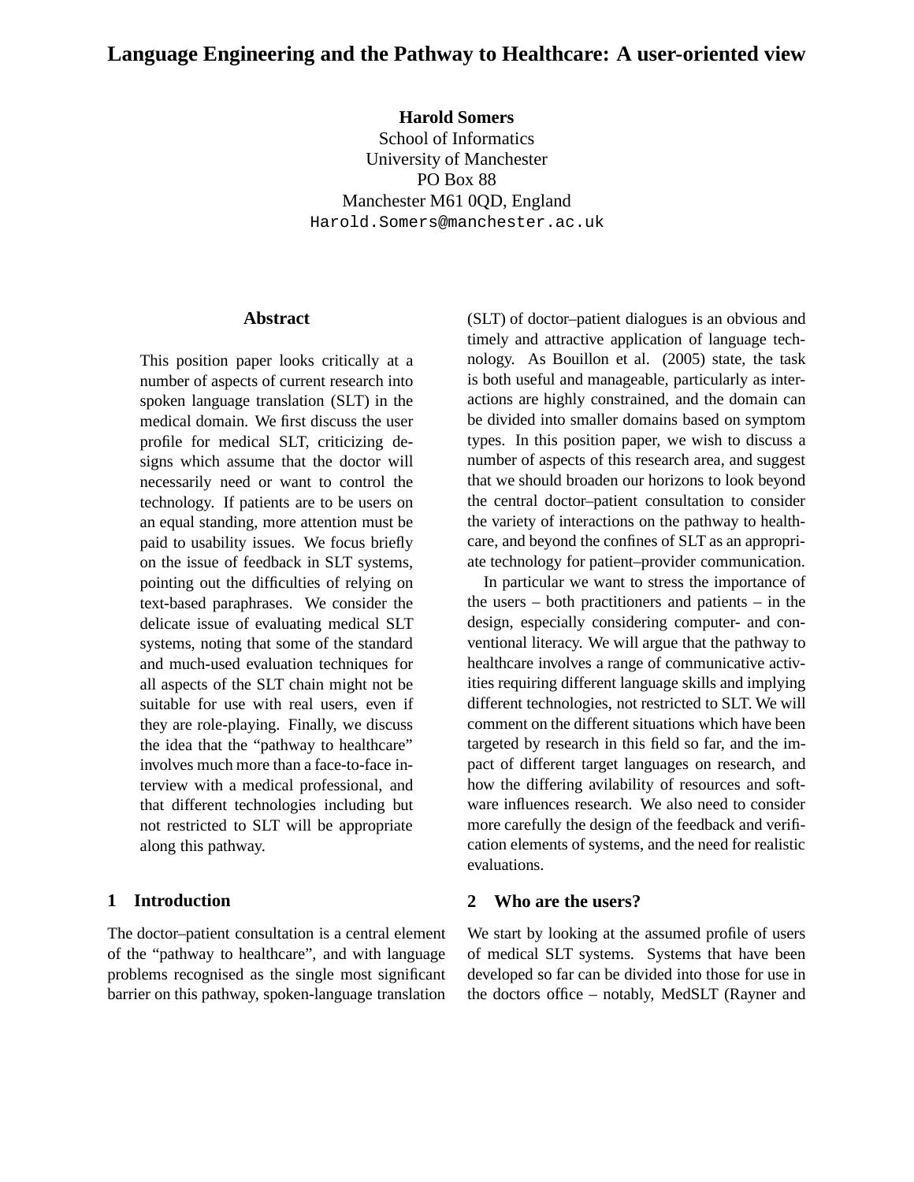# Language Engineering and the Pathway to Healthcare: A user-oriented view

**Harold Somers**
School of Informatics
University of Manchester
PO Box 88
Manchester M61 0QD, England
Harold.Somers@manchester.ac.uk

## Abstract

This position paper looks critically at a number of aspects of current research into spoken language translation (SLT) in the medical domain. We first discuss the user profile for medical SLT, criticizing designs which assume that the doctor will necessarily need or want to control the technology. If patients are to be users on an equal standing, more attention must be paid to usability issues. We focus briefly on the issue of feedback in SLT systems, pointing out the difficulties of relying on text-based paraphrases. We consider the delicate issue of evaluating medical SLT systems, noting that some of the standard and much-used evaluation techniques for all aspects of the SLT chain might not be suitable for use with real users, even if they are role-playing. Finally, we discuss the idea that the "pathway to healthcare" involves much more than a face-to-face interview with a medical professional, and that different technologies including but not restricted to SLT will be appropriate along this pathway.

## 1 Introduction

The doctor–patient consultation is a central element of the "pathway to healthcare", and with language problems recognised as the single most significant barrier on this pathway, spoken-language translation (SLT) of doctor–patient dialogues is an obvious and timely and attractive application of language technology. As Bouillon et al. (2005) state, the task is both useful and manageable, particularly as interactions are highly constrained, and the domain can be divided into smaller domains based on symptom types. In this position paper, we wish to discuss a number of aspects of this research area, and suggest that we should broaden our horizons to look beyond the central doctor–patient consultation to consider the variety of interactions on the pathway to healthcare, and beyond the confines of SLT as an appropriate technology for patient–provider communication.

In particular we want to stress the importance of the users – both practitioners and patients – in the design, especially considering computer- and conventional literacy. We will argue that the pathway to healthcare involves a range of communicative activities requiring different language skills and implying different technologies, not restricted to SLT. We will comment on the different situations which have been targeted by research in this field so far, and the impact of different target languages on research, and how the differing avilability of resources and software influences research. We also need to consider more carefully the design of the feedback and verification elements of systems, and the need for realistic evaluations.

## 2 Who are the users?

We start by looking at the assumed profile of users of medical SLT systems. Systems that have been developed so far can be divided into those for use in the doctors office – notably, MedSLT (Rayner and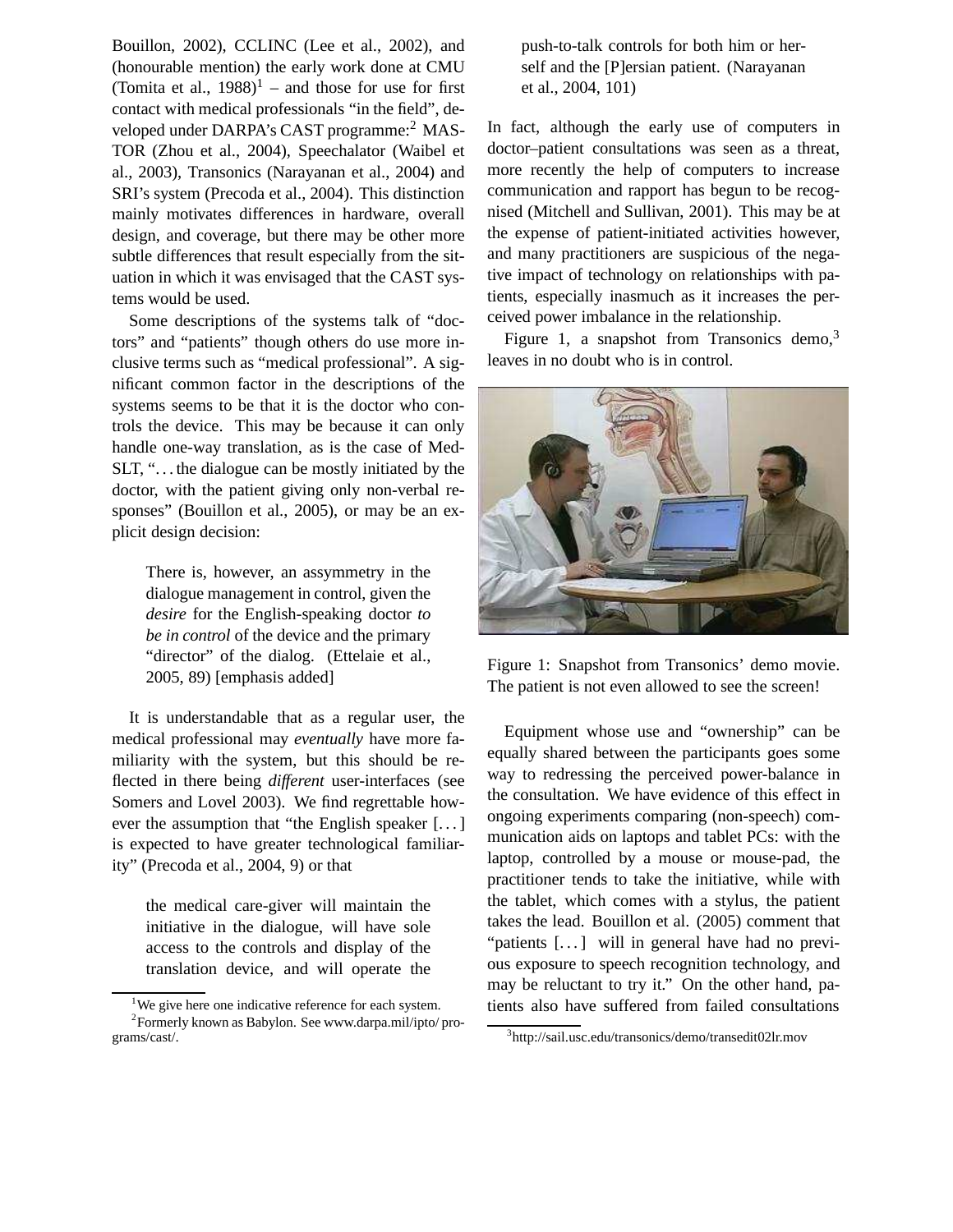Bouillon, 2002), CCLINC (Lee et al., 2002), and (honourable mention) the early work done at CMU (Tomita et al., 1988)[1] – and those for use for first contact with medical professionals "in the field", developed under DARPA's CAST programme:[2] MASTOR (Zhou et al., 2004), Speechalator (Waibel et al., 2003), Transonics (Narayanan et al., 2004) and SRI's system (Precoda et al., 2004). This distinction mainly motivates differences in hardware, overall design, and coverage, but there may be other more subtle differences that result especially from the situation in which it was envisaged that the CAST systems would be used.

Some descriptions of the systems talk of "doctors" and "patients" though others do use more inclusive terms such as "medical professional". A significant common factor in the descriptions of the systems seems to be that it is the doctor who controls the device. This may be because it can only handle one-way translation, as is the case of MedSLT, "...the dialogue can be mostly initiated by the doctor, with the patient giving only non-verbal responses" (Bouillon et al., 2005), or may be an explicit design decision:

> There is, however, an assymmetry in the dialogue management in control, given the *desire* for the English-speaking doctor *to be in control* of the device and the primary "director" of the dialog. (Ettelaie et al., 2005, 89) [emphasis added]

It is understandable that as a regular user, the medical professional may *eventually* have more familiarity with the system, but this should be reflected in there being *different* user-interfaces (see Somers and Lovel 2003). We find regrettable however the assumption that "the English speaker [...] is expected to have greater technological familiarity" (Precoda et al., 2004, 9) or that

> the medical care-giver will maintain the initiative in the dialogue, will have sole access to the controls and display of the translation device, and will operate the push-to-talk controls for both him or herself and the [P]ersian patient. (Narayanan et al., 2004, 101)

In fact, although the early use of computers in doctor–patient consultations was seen as a threat, more recently the help of computers to increase communication and rapport has begun to be recognised (Mitchell and Sullivan, 2001). This may be at the expense of patient-initiated activities however, and many practitioners are suspicious of the negative impact of technology on relationships with patients, especially inasmuch as it increases the perceived power imbalance in the relationship.

Figure 1, a snapshot from Transonics demo,[3] leaves in no doubt who is in control.

Figure 1: Snapshot from Transonics' demo movie. The patient is not even allowed to see the screen!

Equipment whose use and "ownership" can be equally shared between the participants goes some way to redressing the perceived power-balance in the consultation. We have evidence of this effect in ongoing experiments comparing (non-speech) communication aids on laptops and tablet PCs: with the laptop, controlled by a mouse or mouse-pad, the practitioner tends to take the initiative, while with the tablet, which comes with a stylus, the patient takes the lead. Bouillon et al. (2005) comment that "patients [...] will in general have had no previous exposure to speech recognition technology, and may be reluctant to try it." On the other hand, patients also have suffered from failed consultations

[1] We give here one indicative reference for each system.

[2] Formerly known as Babylon. See www.darpa.mil/ipto/programs/cast/.

[3] http://sail.usc.edu/transonics/demo/transedit02lr.mov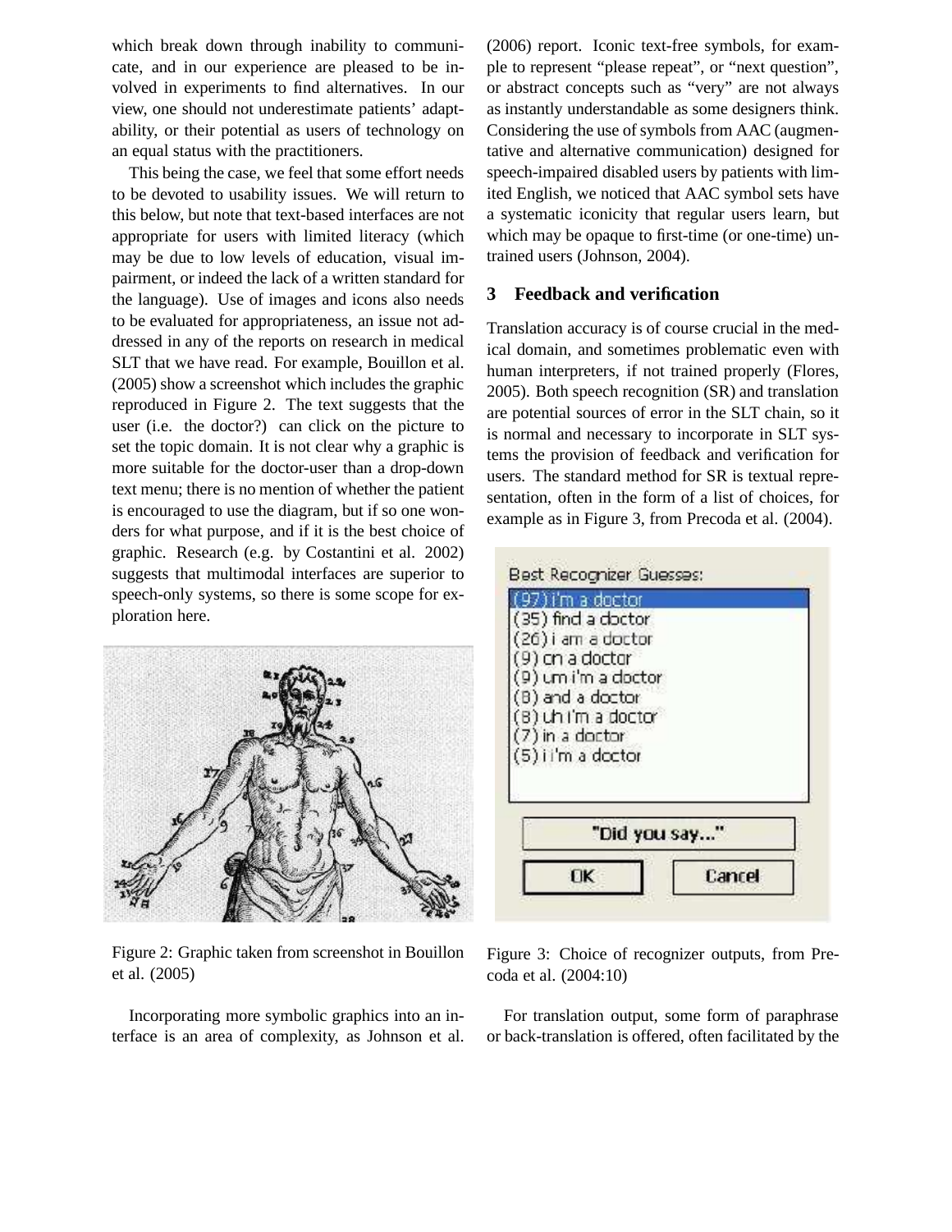which break down through inability to communicate, and in our experience are pleased to be involved in experiments to find alternatives. In our view, one should not underestimate patients' adaptability, or their potential as users of technology on an equal status with the practitioners.

This being the case, we feel that some effort needs to be devoted to usability issues. We will return to this below, but note that text-based interfaces are not appropriate for users with limited literacy (which may be due to low levels of education, visual impairment, or indeed the lack of a written standard for the language). Use of images and icons also needs to be evaluated for appropriateness, an issue not addressed in any of the reports on research in medical SLT that we have read. For example, Bouillon et al. (2005) show a screenshot which includes the graphic reproduced in Figure 2. The text suggests that the user (i.e. the doctor?) can click on the picture to set the topic domain. It is not clear why a graphic is more suitable for the doctor-user than a drop-down text menu; there is no mention of whether the patient is encouraged to use the diagram, but if so one wonders for what purpose, and if it is the best choice of graphic. Research (e.g. by Costantini et al. 2002) suggests that multimodal interfaces are superior to speech-only systems, so there is some scope for exploration here.

Figure 2: Graphic taken from screenshot in Bouillon et al. (2005)

Incorporating more symbolic graphics into an interface is an area of complexity, as Johnson et al. (2006) report. Iconic text-free symbols, for example to represent "please repeat", or "next question", or abstract concepts such as "very" are not always as instantly understandable as some designers think. Considering the use of symbols from AAC (augmentative and alternative communication) designed for speech-impaired disabled users by patients with limited English, we noticed that AAC symbol sets have a systematic iconicity that regular users learn, but which may be opaque to first-time (or one-time) untrained users (Johnson, 2004).

## 3 Feedback and verification

Translation accuracy is of course crucial in the medical domain, and sometimes problematic even with human interpreters, if not trained properly (Flores, 2005). Both speech recognition (SR) and translation are potential sources of error in the SLT chain, so it is normal and necessary to incorporate in SLT systems the provision of feedback and verification for users. The standard method for SR is textual representation, often in the form of a list of choices, for example as in Figure 3, from Precoda et al. (2004).

Figure 3: Choice of recognizer outputs, from Precoda et al. (2004:10)

For translation output, some form of paraphrase or back-translation is offered, often facilitated by the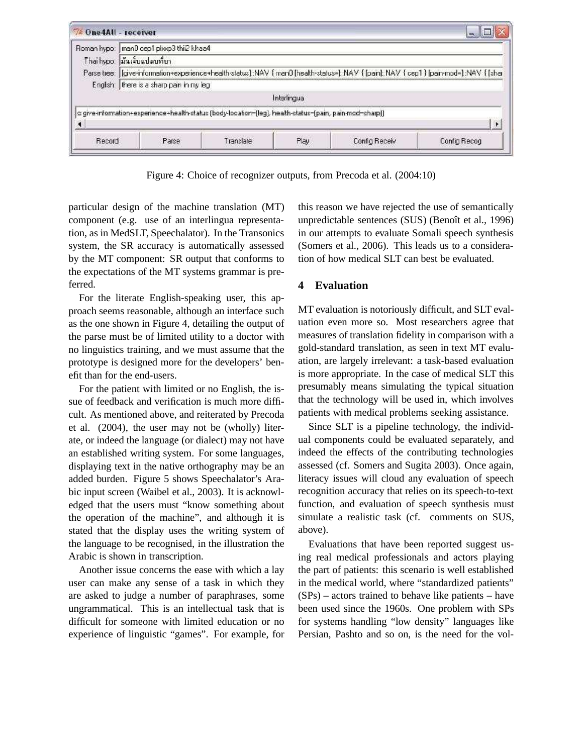Figure 4: Choice of recognizer outputs, from Precoda et al. (2004:10)

particular design of the machine translation (MT) component (e.g. use of an interlingua representation, as in MedSLT, Speechalator). In the Transonics system, the SR accuracy is automatically assessed by the MT component: SR output that conforms to the expectations of the MT systems grammar is preferred.

For the literate English-speaking user, this approach seems reasonable, although an interface such as the one shown in Figure 4, detailing the output of the parse must be of limited utility to a doctor with no linguistics training, and we must assume that the prototype is designed more for the developers' benefit than for the end-users.

For the patient with limited or no English, the issue of feedback and verification is much more difficult. As mentioned above, and reiterated by Precoda et al. (2004), the user may not be (wholly) literate, or indeed the language (or dialect) may not have an established writing system. For some languages, displaying text in the native orthography may be an added burden. Figure 5 shows Speechalator's Arabic input screen (Waibel et al., 2003). It is acknowledged that the users must "know something about the operation of the machine", and although it is stated that the display uses the writing system of the language to be recognised, in the illustration the Arabic is shown in transcription.

Another issue concerns the ease with which a lay user can make any sense of a task in which they are asked to judge a number of paraphrases, some ungrammatical. This is an intellectual task that is difficult for someone with limited education or no experience of linguistic "games". For example, for this reason we have rejected the use of semantically unpredictable sentences (SUS) (Benoît et al., 1996) in our attempts to evaluate Somali speech synthesis (Somers et al., 2006). This leads us to a consideration of how medical SLT can best be evaluated.

## 4 Evaluation

MT evaluation is notoriously difficult, and SLT evaluation even more so. Most researchers agree that measures of translation fidelity in comparison with a gold-standard translation, as seen in text MT evaluation, are largely irrelevant: a task-based evaluation is more appropriate. In the case of medical SLT this presumably means simulating the typical situation that the technology will be used in, which involves patients with medical problems seeking assistance.

Since SLT is a pipeline technology, the individual components could be evaluated separately, and indeed the effects of the contributing technologies assessed (cf. Somers and Sugita 2003). Once again, literacy issues will cloud any evaluation of speech recognition accuracy that relies on its speech-to-text function, and evaluation of speech synthesis must simulate a realistic task (cf. comments on SUS, above).

Evaluations that have been reported suggest using real medical professionals and actors playing the part of patients: this scenario is well established in the medical world, where "standardized patients" (SPs) – actors trained to behave like patients – have been used since the 1960s. One problem with SPs for systems handling "low density" languages like Persian, Pashto and so on, is the need for the vol-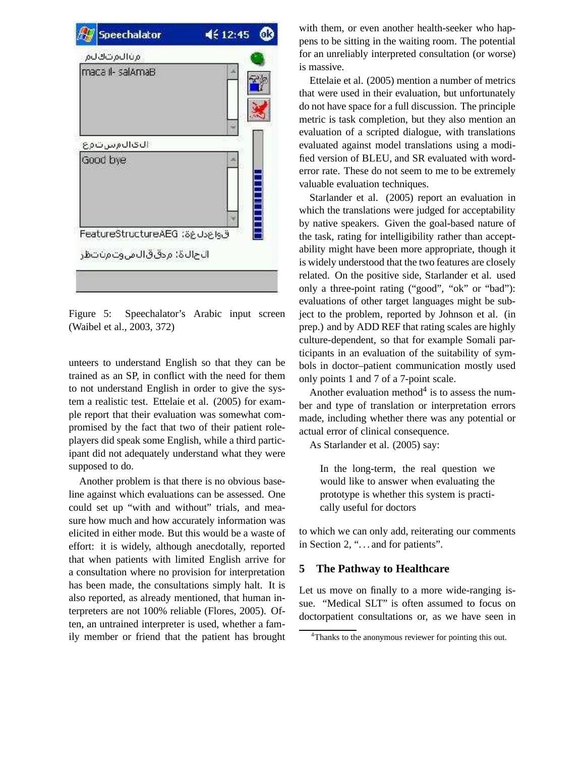Figure 5: Speechalator's Arabic input screen (Waibel et al., 2003, 372)

unteers to understand English so that they can be trained as an SP, in conflict with the need for them to not understand English in order to give the system a realistic test. Ettelaie et al. (2005) for example report that their evaluation was somewhat compromised by the fact that two of their patient role-players did speak some English, while a third participant did not adequately understand what they were supposed to do.

Another problem is that there is no obvious baseline against which evaluations can be assessed. One could set up "with and without" trials, and measure how much and how accurately information was elicited in either mode. But this would be a waste of effort: it is widely, although anecdotally, reported that when patients with limited English arrive for a consultation where no provision for interpretation has been made, the consultations simply halt. It is also reported, as already mentioned, that human interpreters are not 100% reliable (Flores, 2005). Often, an untrained interpreter is used, whether a family member or friend that the patient has brought with them, or even another health-seeker who happens to be sitting in the waiting room. The potential for an unreliably interpreted consultation (or worse) is massive.

Ettelaie et al. (2005) mention a number of metrics that were used in their evaluation, but unfortunately do not have space for a full discussion. The principle metric is task completion, but they also mention an evaluation of a scripted dialogue, with translations evaluated against model translations using a modified version of BLEU, and SR evaluated with word-error rate. These do not seem to me to be extremely valuable evaluation techniques.

Starlander et al. (2005) report an evaluation in which the translations were judged for acceptability by native speakers. Given the goal-based nature of the task, rating for intelligibility rather than acceptability might have been more appropriate, though it is widely understood that the two features are closely related. On the positive side, Starlander et al. used only a three-point rating ("good", "ok" or "bad"): evaluations of other target languages might be subject to the problem, reported by Johnson et al. (in prep.) and by ADD REF that rating scales are highly culture-dependent, so that for example Somali participants in an evaluation of the suitability of symbols in doctor–patient communication mostly used only points 1 and 7 of a 7-point scale.

Another evaluation method[4] is to assess the number and type of translation or interpretation errors made, including whether there was any potential or actual error of clinical consequence.

As Starlander et al. (2005) say:

> In the long-term, the real question we would like to answer when evaluating the prototype is whether this system is practically useful for doctors

to which we can only add, reiterating our comments in Section 2, "...and for patients".

## 5 The Pathway to Healthcare

Let us move on finally to a more wide-ranging issue. "Medical SLT" is often assumed to focus on doctorpatient consultations or, as we have seen in

[4] Thanks to the anonymous reviewer for pointing this out.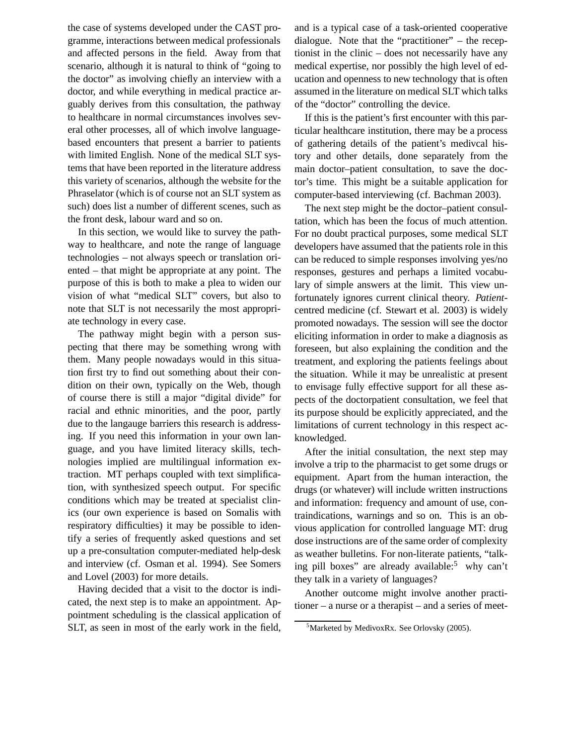the case of systems developed under the CAST programme, interactions between medical professionals and affected persons in the field. Away from that scenario, although it is natural to think of "going to the doctor" as involving chiefly an interview with a doctor, and while everything in medical practice arguably derives from this consultation, the pathway to healthcare in normal circumstances involves several other processes, all of which involve language-based encounters that present a barrier to patients with limited English. None of the medical SLT systems that have been reported in the literature address this variety of scenarios, although the website for the Phraselator (which is of course not an SLT system as such) does list a number of different scenes, such as the front desk, labour ward and so on.

In this section, we would like to survey the pathway to healthcare, and note the range of language technologies – not always speech or translation oriented – that might be appropriate at any point. The purpose of this is both to make a plea to widen our vision of what "medical SLT" covers, but also to note that SLT is not necessarily the most appropriate technology in every case.

The pathway might begin with a person suspecting that there may be something wrong with them. Many people nowadays would in this situation first try to find out something about their condition on their own, typically on the Web, though of course there is still a major "digital divide" for racial and ethnic minorities, and the poor, partly due to the langauge barriers this research is addressing. If you need this information in your own language, and you have limited literacy skills, technologies implied are multilingual information extraction. MT perhaps coupled with text simplification, with synthesized speech output. For specific conditions which may be treated at specialist clinics (our own experience is based on Somalis with respiratory difficulties) it may be possible to identify a series of frequently asked questions and set up a pre-consultation computer-mediated help-desk and interview (cf. Osman et al. 1994). See Somers and Lovel (2003) for more details.

Having decided that a visit to the doctor is indicated, the next step is to make an appointment. Appointment scheduling is the classical application of SLT, as seen in most of the early work in the field, and is a typical case of a task-oriented cooperative dialogue. Note that the "practitioner" – the receptionist in the clinic – does not necessarily have any medical expertise, nor possibly the high level of education and openness to new technology that is often assumed in the literature on medical SLT which talks of the "doctor" controlling the device.

If this is the patient's first encounter with this particular healthcare institution, there may be a process of gathering details of the patient's medivcal history and other details, done separately from the main doctor–patient consultation, to save the doctor's time. This might be a suitable application for computer-based interviewing (cf. Bachman 2003).

The next step might be the doctor–patient consultation, which has been the focus of much attention. For no doubt practical purposes, some medical SLT developers have assumed that the patients role in this can be reduced to simple responses involving yes/no responses, gestures and perhaps a limited vocabulary of simple answers at the limit. This view unfortunately ignores current clinical theory. *Patient*-centred medicine (cf. Stewart et al. 2003) is widely promoted nowadays. The session will see the doctor eliciting information in order to make a diagnosis as foreseen, but also explaining the condition and the treatment, and exploring the patients feelings about the situation. While it may be unrealistic at present to envisage fully effective support for all these aspects of the doctorpatient consultation, we feel that its purpose should be explicitly appreciated, and the limitations of current technology in this respect acknowledged.

After the initial consultation, the next step may involve a trip to the pharmacist to get some drugs or equipment. Apart from the human interaction, the drugs (or whatever) will include written instructions and information: frequency and amount of use, contraindications, warnings and so on. This is an obvious application for controlled language MT: drug dose instructions are of the same order of complexity as weather bulletins. For non-literate patients, "talking pill boxes" are already available:[5] why can't they talk in a variety of languages?

Another outcome might involve another practitioner – a nurse or a therapist – and a series of meet-

[5] Marketed by MedivoxRx. See Orlovsky (2005).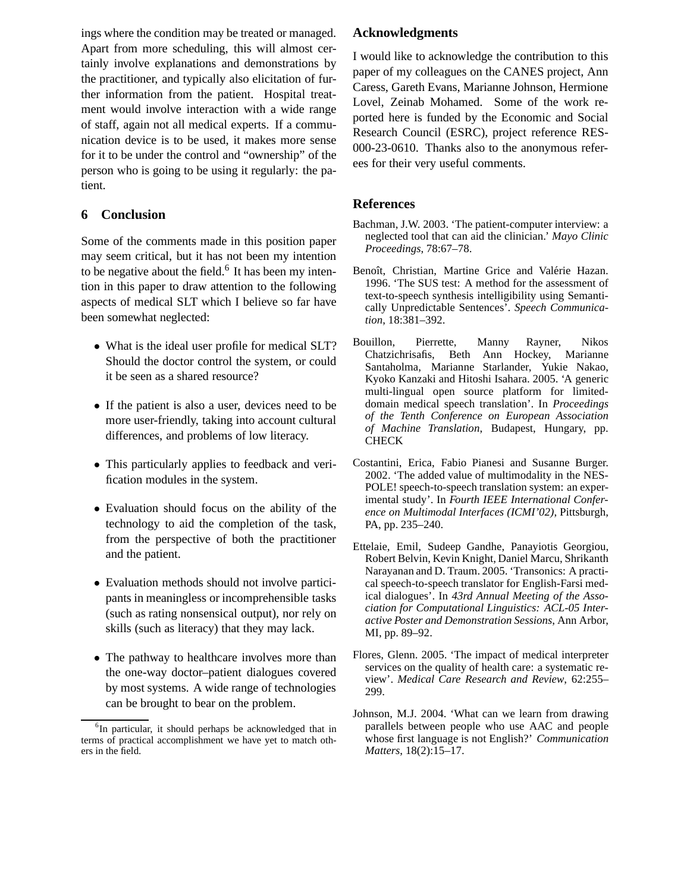ings where the condition may be treated or managed. Apart from more scheduling, this will almost certainly involve explanations and demonstrations by the practitioner, and typically also elicitation of further information from the patient. Hospital treatment would involve interaction with a wide range of staff, again not all medical experts. If a communication device is to be used, it makes more sense for it to be under the control and "ownership" of the person who is going to be using it regularly: the patient.

## 6 Conclusion

Some of the comments made in this position paper may seem critical, but it has not been my intention to be negative about the field.[6] It has been my intention in this paper to draw attention to the following aspects of medical SLT which I believe so far have been somewhat neglected:

- What is the ideal user profile for medical SLT? Should the doctor control the system, or could it be seen as a shared resource?
- If the patient is also a user, devices need to be more user-friendly, taking into account cultural differences, and problems of low literacy.
- This particularly applies to feedback and verification modules in the system.
- Evaluation should focus on the ability of the technology to aid the completion of the task, from the perspective of both the practitioner and the patient.
- Evaluation methods should not involve participants in meaningless or incomprehensible tasks (such as rating nonsensical output), nor rely on skills (such as literacy) that they may lack.
- The pathway to healthcare involves more than the one-way doctor–patient dialogues covered by most systems. A wide range of technologies can be brought to bear on the problem.

[6] In particular, it should perhaps be acknowledged that in terms of practical accomplishment we have yet to match others in the field.

## Acknowledgments

I would like to acknowledge the contribution to this paper of my colleagues on the CANES project, Ann Caress, Gareth Evans, Marianne Johnson, Hermione Lovel, Zeinab Mohamed. Some of the work reported here is funded by the Economic and Social Research Council (ESRC), project reference RES-000-23-0610. Thanks also to the anonymous referees for their very useful comments.

## References

Bachman, J.W. 2003. 'The patient-computer interview: a neglected tool that can aid the clinician.' *Mayo Clinic Proceedings*, 78:67–78.

Benoît, Christian, Martine Grice and Valérie Hazan. 1996. 'The SUS test: A method for the assessment of text-to-speech synthesis intelligibility using Semantically Unpredictable Sentences'. *Speech Communication*, 18:381–392.

Bouillon, Pierrette, Manny Rayner, Nikos Chatzichrisafis, Beth Ann Hockey, Marianne Santaholma, Marianne Starlander, Yukie Nakao, Kyoko Kanzaki and Hitoshi Isahara. 2005. 'A generic multi-lingual open source platform for limited-domain medical speech translation'. In *Proceedings of the Tenth Conference on European Association of Machine Translation*, Budapest, Hungary, pp. CHECK

Costantini, Erica, Fabio Pianesi and Susanne Burger. 2002. 'The added value of multimodality in the NESPOLE! speech-to-speech translation system: an experimental study'. In *Fourth IEEE International Conference on Multimodal Interfaces (ICMI'02)*, Pittsburgh, PA, pp. 235–240.

Ettelaie, Emil, Sudeep Gandhe, Panayiotis Georgiou, Robert Belvin, Kevin Knight, Daniel Marcu, Shrikanth Narayanan and D. Traum. 2005. 'Transonics: A practical speech-to-speech translator for English-Farsi medical dialogues'. In *43rd Annual Meeting of the Association for Computational Linguistics: ACL-05 Interactive Poster and Demonstration Sessions*, Ann Arbor, MI, pp. 89–92.

Flores, Glenn. 2005. 'The impact of medical interpreter services on the quality of health care: a systematic review'. *Medical Care Research and Review*, 62:255–299.

Johnson, M.J. 2004. 'What can we learn from drawing parallels between people who use AAC and people whose first language is not English?' *Communication Matters*, 18(2):15–17.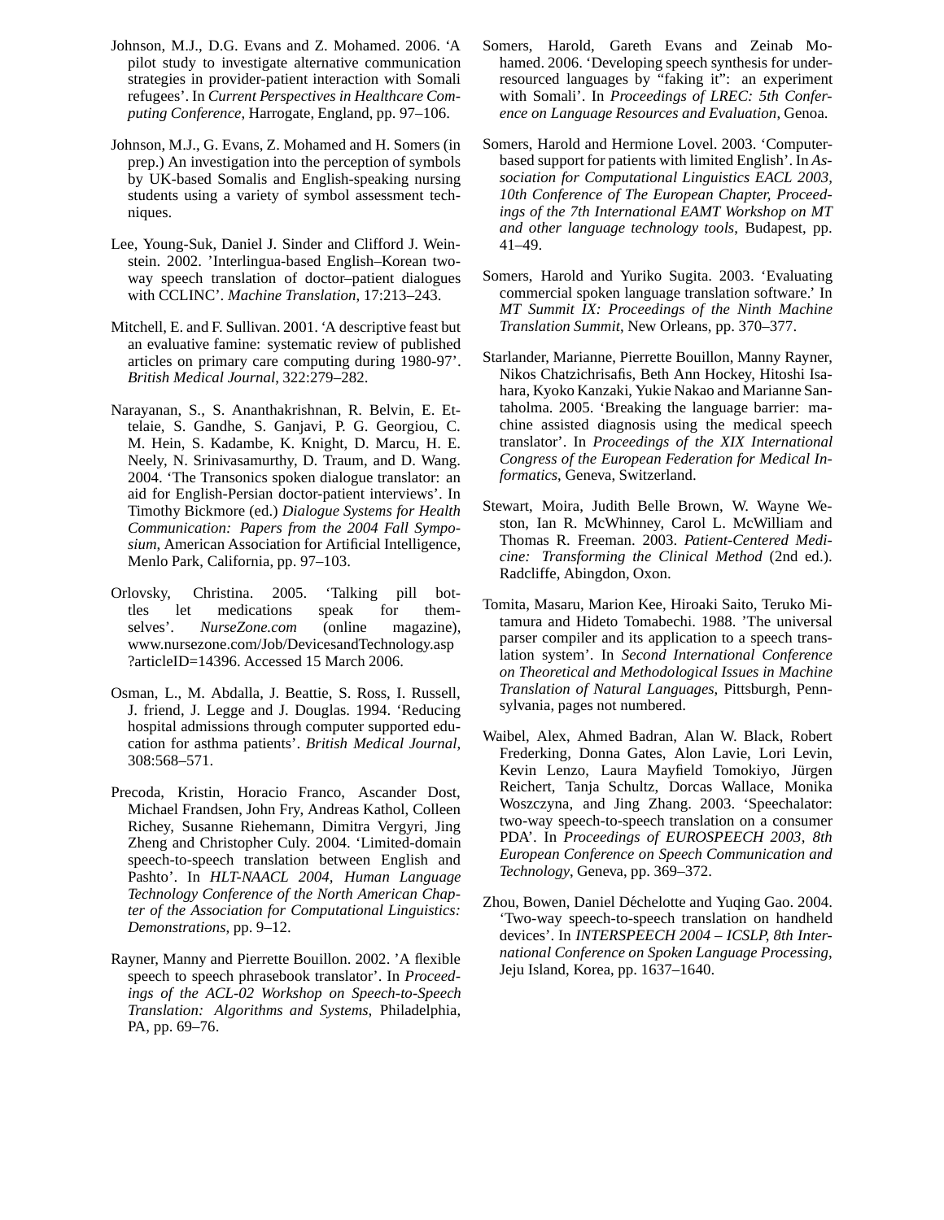Johnson, M.J., D.G. Evans and Z. Mohamed. 2006. 'A pilot study to investigate alternative communication strategies in provider-patient interaction with Somali refugees'. In *Current Perspectives in Healthcare Computing Conference*, Harrogate, England, pp. 97–106.

Johnson, M.J., G. Evans, Z. Mohamed and H. Somers (in prep.) An investigation into the perception of symbols by UK-based Somalis and English-speaking nursing students using a variety of symbol assessment techniques.

Lee, Young-Suk, Daniel J. Sinder and Clifford J. Weinstein. 2002. 'Interlingua-based English–Korean two-way speech translation of doctor–patient dialogues with CCLINC'. *Machine Translation*, 17:213–243.

Mitchell, E. and F. Sullivan. 2001. 'A descriptive feast but an evaluative famine: systematic review of published articles on primary care computing during 1980-97'. *British Medical Journal*, 322:279–282.

Narayanan, S., S. Ananthakrishnan, R. Belvin, E. Ettelaie, S. Gandhe, S. Ganjavi, P. G. Georgiou, C. M. Hein, S. Kadambe, K. Knight, D. Marcu, H. E. Neely, N. Srinivasamurthy, D. Traum, and D. Wang. 2004. 'The Transonics spoken dialogue translator: an aid for English-Persian doctor-patient interviews'. In Timothy Bickmore (ed.) *Dialogue Systems for Health Communication: Papers from the 2004 Fall Symposium*, American Association for Artificial Intelligence, Menlo Park, California, pp. 97–103.

Orlovsky, Christina. 2005. 'Talking pill bottles let medications speak for themselves'. *NurseZone.com* (online magazine), www.nursezone.com/Job/DevicesandTechnology.asp ?articleID=14396. Accessed 15 March 2006.

Osman, L., M. Abdalla, J. Beattie, S. Ross, I. Russell, J. friend, J. Legge and J. Douglas. 1994. 'Reducing hospital admissions through computer supported education for asthma patients'. *British Medical Journal*, 308:568–571.

Precoda, Kristin, Horacio Franco, Ascander Dost, Michael Frandsen, John Fry, Andreas Kathol, Colleen Richey, Susanne Riehemann, Dimitra Vergyri, Jing Zheng and Christopher Culy. 2004. 'Limited-domain speech-to-speech translation between English and Pashto'. In *HLT-NAACL 2004, Human Language Technology Conference of the North American Chapter of the Association for Computational Linguistics: Demonstrations*, pp. 9–12.

Rayner, Manny and Pierrette Bouillon. 2002. 'A flexible speech to speech phrasebook translator'. In *Proceedings of the ACL-02 Workshop on Speech-to-Speech Translation: Algorithms and Systems*, Philadelphia, PA, pp. 69–76.

Somers, Harold, Gareth Evans and Zeinab Mohamed. 2006. 'Developing speech synthesis for under-resourced languages by "faking it": an experiment with Somali'. In *Proceedings of LREC: 5th Conference on Language Resources and Evaluation*, Genoa.

Somers, Harold and Hermione Lovel. 2003. 'Computer-based support for patients with limited English'. In *Association for Computational Linguistics EACL 2003, 10th Conference of The European Chapter, Proceedings of the 7th International EAMT Workshop on MT and other language technology tools*, Budapest, pp. 41–49.

Somers, Harold and Yuriko Sugita. 2003. 'Evaluating commercial spoken language translation software.' In *MT Summit IX: Proceedings of the Ninth Machine Translation Summit*, New Orleans, pp. 370–377.

Starlander, Marianne, Pierrette Bouillon, Manny Rayner, Nikos Chatzichrisafis, Beth Ann Hockey, Hitoshi Isahara, Kyoko Kanzaki, Yukie Nakao and Marianne Santaholma. 2005. 'Breaking the language barrier: machine assisted diagnosis using the medical speech translator'. In *Proceedings of the XIX International Congress of the European Federation for Medical Informatics*, Geneva, Switzerland.

Stewart, Moira, Judith Belle Brown, W. Wayne Weston, Ian R. McWhinney, Carol L. McWilliam and Thomas R. Freeman. 2003. *Patient-Centered Medicine: Transforming the Clinical Method* (2nd ed.). Radcliffe, Abingdon, Oxon.

Tomita, Masaru, Marion Kee, Hiroaki Saito, Teruko Mitamura and Hideto Tomabechi. 1988. 'The universal parser compiler and its application to a speech translation system'. In *Second International Conference on Theoretical and Methodological Issues in Machine Translation of Natural Languages*, Pittsburgh, Pennsylvania, pages not numbered.

Waibel, Alex, Ahmed Badran, Alan W. Black, Robert Frederking, Donna Gates, Alon Lavie, Lori Levin, Kevin Lenzo, Laura Mayfield Tomokiyo, Jürgen Reichert, Tanja Schultz, Dorcas Wallace, Monika Woszczyna, and Jing Zhang. 2003. 'Speechalator: two-way speech-to-speech translation on a consumer PDA'. In *Proceedings of EUROSPEECH 2003, 8th European Conference on Speech Communication and Technology*, Geneva, pp. 369–372.

Zhou, Bowen, Daniel Déchelotte and Yuqing Gao. 2004. 'Two-way speech-to-speech translation on handheld devices'. In *INTERSPEECH 2004 – ICSLP, 8th International Conference on Spoken Language Processing*, Jeju Island, Korea, pp. 1637–1640.